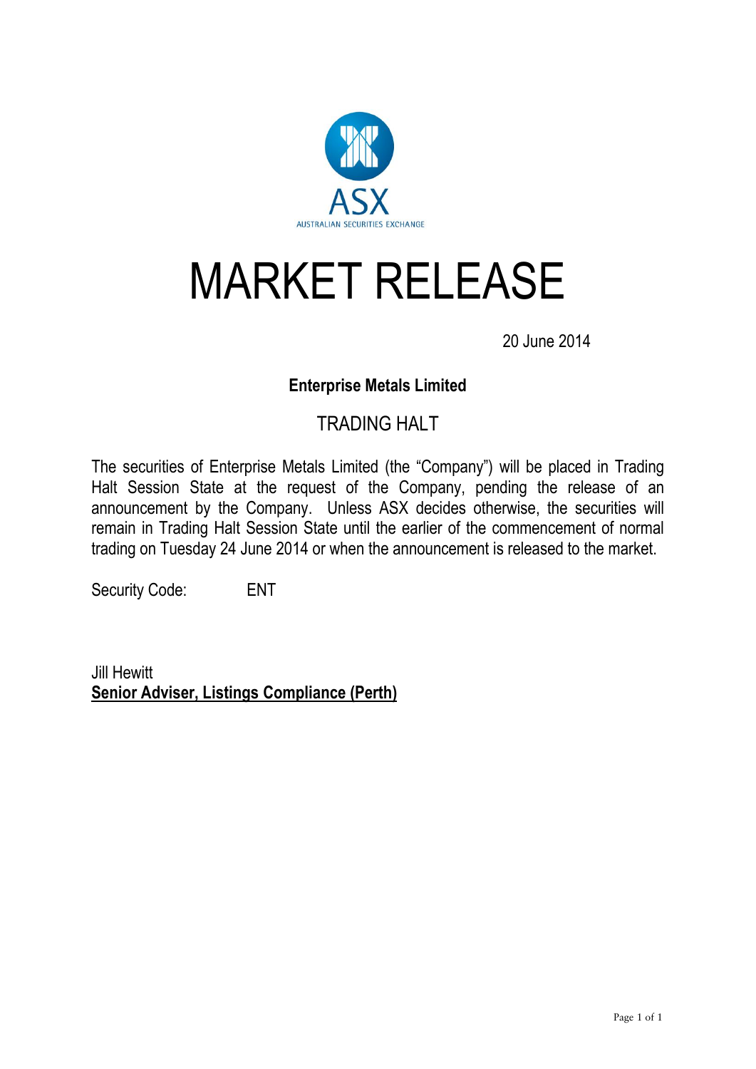ASX
AUSTRALIAN SECURITIES EXCHANGE

# MARKET RELEASE

20 June 2014

**Enterprise Metals Limited**

## TRADING HALT

The securities of Enterprise Metals Limited (the "Company") will be placed in Trading Halt Session State at the request of the Company, pending the release of an announcement by the Company. Unless ASX decides otherwise, the securities will remain in Trading Halt Session State until the earlier of the commencement of normal trading on Tuesday 24 June 2014 or when the announcement is released to the market.

Security Code: ENT

Jill Hewitt
**Senior Adviser, Listings Compliance (Perth)**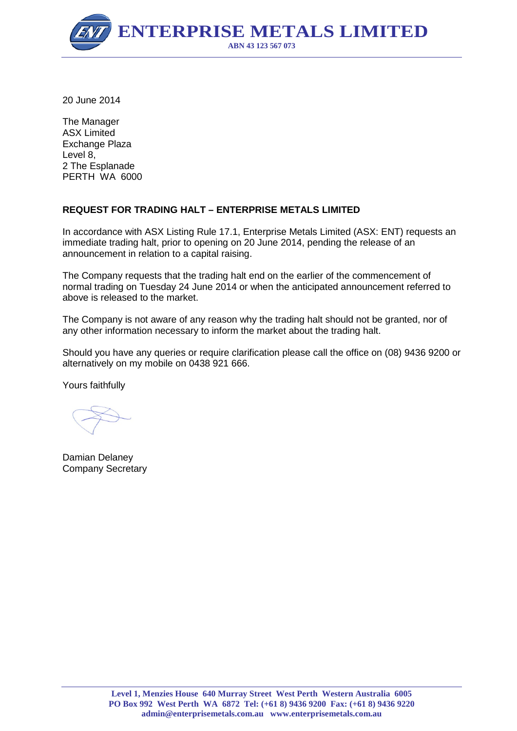# ENTERPRISE METALS LIMITED

ABN 43 123 567 073

20 June 2014

The Manager  
ASX Limited  
Exchange Plaza  
Level 8,  
2 The Esplanade  
PERTH WA 6000

**REQUEST FOR TRADING HALT – ENTERPRISE METALS LIMITED**

In accordance with ASX Listing Rule 17.1, Enterprise Metals Limited (ASX: ENT) requests an immediate trading halt, prior to opening on 20 June 2014, pending the release of an announcement in relation to a capital raising.

The Company requests that the trading halt end on the earlier of the commencement of normal trading on Tuesday 24 June 2014 or when the anticipated announcement referred to above is released to the market.

The Company is not aware of any reason why the trading halt should not be granted, nor of any other information necessary to inform the market about the trading halt.

Should you have any queries or require clarification please call the office on (08) 9436 9200 or alternatively on my mobile on 0438 921 666.

Yours faithfully

Damian Delaney  
Company Secretary

**Level 1, Menzies House 640 Murray Street West Perth Western Australia 6005**  
**PO Box 992 West Perth WA 6872 Tel: (+61 8) 9436 9200 Fax: (+61 8) 9436 9220**  
**admin@enterprisemetals.com.au www.enterprisemetals.com.au**